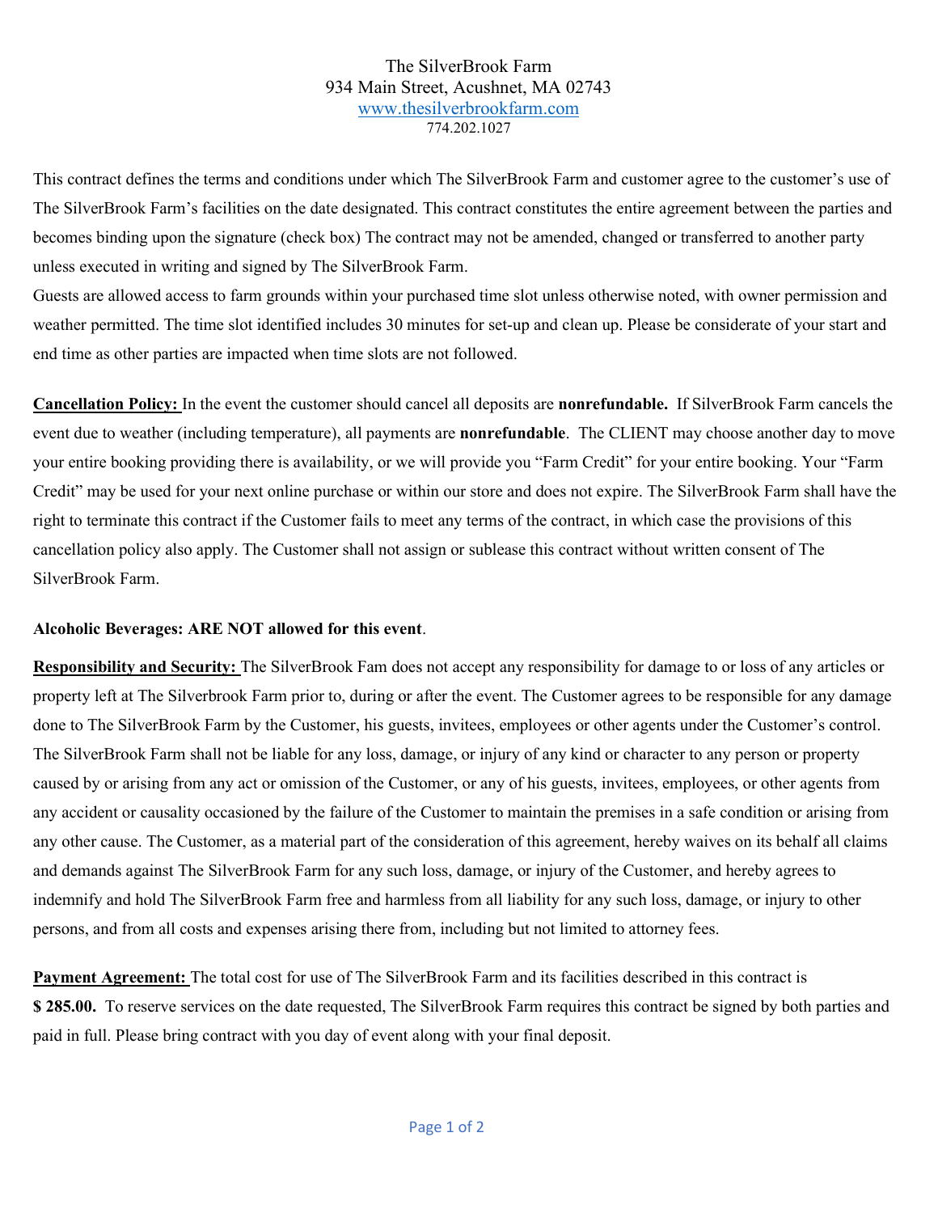The SilverBrook Farm
934 Main Street, Acushnet, MA 02743
www.thesilverbrookfarm.com
774.202.1027

This contract defines the terms and conditions under which The SilverBrook Farm and customer agree to the customer's use of The SilverBrook Farm's facilities on the date designated. This contract constitutes the entire agreement between the parties and becomes binding upon the signature (check box) The contract may not be amended, changed or transferred to another party unless executed in writing and signed by The SilverBrook Farm.
Guests are allowed access to farm grounds within your purchased time slot unless otherwise noted, with owner permission and weather permitted. The time slot identified includes 30 minutes for set-up and clean up. Please be considerate of your start and end time as other parties are impacted when time slots are not followed.

**Cancellation Policy:** In the event the customer should cancel all deposits are **nonrefundable.** If SilverBrook Farm cancels the event due to weather (including temperature), all payments are **nonrefundable**. The CLIENT may choose another day to move your entire booking providing there is availability, or we will provide you "Farm Credit" for your entire booking. Your "Farm Credit" may be used for your next online purchase or within our store and does not expire. The SilverBrook Farm shall have the right to terminate this contract if the Customer fails to meet any terms of the contract, in which case the provisions of this cancellation policy also apply. The Customer shall not assign or sublease this contract without written consent of The SilverBrook Farm.

**Alcoholic Beverages: ARE NOT allowed for this event**.

**Responsibility and Security:** The SilverBrook Fam does not accept any responsibility for damage to or loss of any articles or property left at The Silverbrook Farm prior to, during or after the event. The Customer agrees to be responsible for any damage done to The SilverBrook Farm by the Customer, his guests, invitees, employees or other agents under the Customer's control. The SilverBrook Farm shall not be liable for any loss, damage, or injury of any kind or character to any person or property caused by or arising from any act or omission of the Customer, or any of his guests, invitees, employees, or other agents from any accident or causality occasioned by the failure of the Customer to maintain the premises in a safe condition or arising from any other cause. The Customer, as a material part of the consideration of this agreement, hereby waives on its behalf all claims and demands against The SilverBrook Farm for any such loss, damage, or injury of the Customer, and hereby agrees to indemnify and hold The SilverBrook Farm free and harmless from all liability for any such loss, damage, or injury to other persons, and from all costs and expenses arising there from, including but not limited to attorney fees.

**Payment Agreement:** The total cost for use of The SilverBrook Farm and its facilities described in this contract is **$ 285.00.** To reserve services on the date requested, The SilverBrook Farm requires this contract be signed by both parties and paid in full. Please bring contract with you day of event along with your final deposit.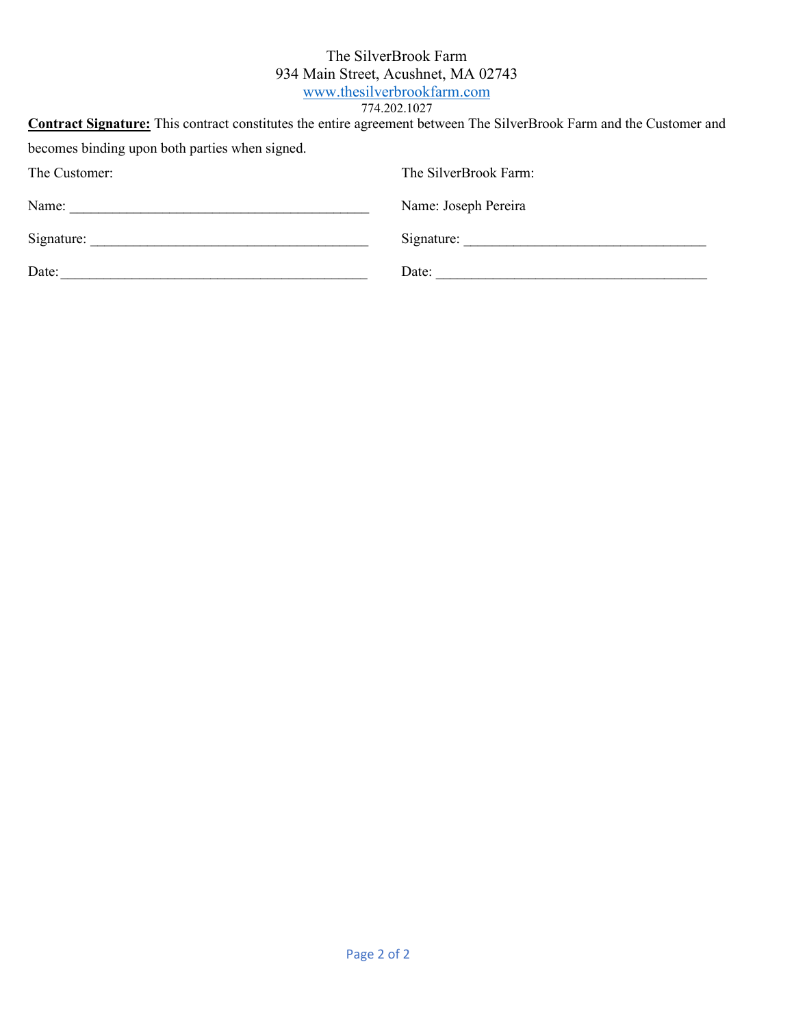The SilverBrook Farm
934 Main Street, Acushnet, MA 02743
www.thesilverbrookfarm.com
774.202.1027

**Contract Signature:** This contract constitutes the entire agreement between The SilverBrook Farm and the Customer and becomes binding upon both parties when signed.

| | |
|---|---|
| The Customer: | The SilverBrook Farm: |
| Name: ________________________________ | Name: Joseph Pereira |
| Signature: ____________________________ | Signature: ____________________________ |
| Date: _________________________________ | Date: _________________________________ |